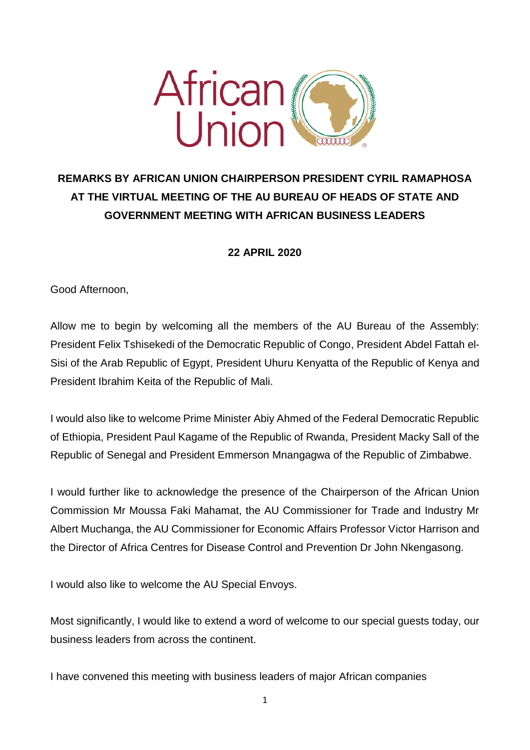# REMARKS BY AFRICAN UNION CHAIRPERSON PRESIDENT CYRIL RAMAPHOSA AT THE VIRTUAL MEETING OF THE AU BUREAU OF HEADS OF STATE AND GOVERNMENT MEETING WITH AFRICAN BUSINESS LEADERS

**22 APRIL 2020**

Good Afternoon,

Allow me to begin by welcoming all the members of the AU Bureau of the Assembly: President Felix Tshisekedi of the Democratic Republic of Congo, President Abdel Fattah el-Sisi of the Arab Republic of Egypt, President Uhuru Kenyatta of the Republic of Kenya and President Ibrahim Keita of the Republic of Mali.

I would also like to welcome Prime Minister Abiy Ahmed of the Federal Democratic Republic of Ethiopia, President Paul Kagame of the Republic of Rwanda, President Macky Sall of the Republic of Senegal and President Emmerson Mnangagwa of the Republic of Zimbabwe.

I would further like to acknowledge the presence of the Chairperson of the African Union Commission Mr Moussa Faki Mahamat, the AU Commissioner for Trade and Industry Mr Albert Muchanga, the AU Commissioner for Economic Affairs Professor Victor Harrison and the Director of Africa Centres for Disease Control and Prevention Dr John Nkengasong.

I would also like to welcome the AU Special Envoys.

Most significantly, I would like to extend a word of welcome to our special guests today, our business leaders from across the continent.

I have convened this meeting with business leaders of major African companies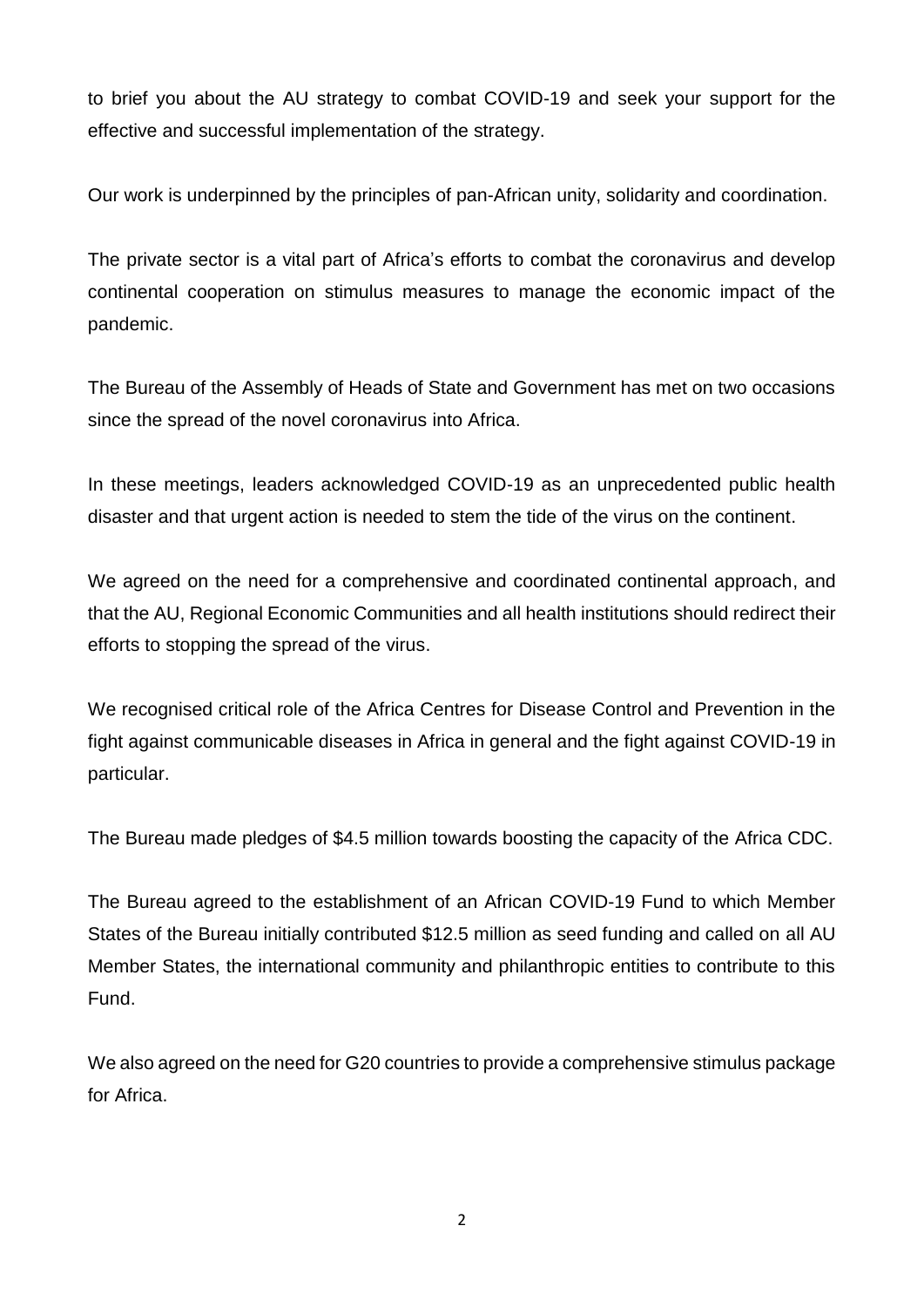to brief you about the AU strategy to combat COVID-19 and seek your support for the effective and successful implementation of the strategy.

Our work is underpinned by the principles of pan-African unity, solidarity and coordination.

The private sector is a vital part of Africa's efforts to combat the coronavirus and develop continental cooperation on stimulus measures to manage the economic impact of the pandemic.

The Bureau of the Assembly of Heads of State and Government has met on two occasions since the spread of the novel coronavirus into Africa.

In these meetings, leaders acknowledged COVID-19 as an unprecedented public health disaster and that urgent action is needed to stem the tide of the virus on the continent.

We agreed on the need for a comprehensive and coordinated continental approach, and that the AU, Regional Economic Communities and all health institutions should redirect their efforts to stopping the spread of the virus.

We recognised critical role of the Africa Centres for Disease Control and Prevention in the fight against communicable diseases in Africa in general and the fight against COVID-19 in particular.

The Bureau made pledges of $4.5 million towards boosting the capacity of the Africa CDC.

The Bureau agreed to the establishment of an African COVID-19 Fund to which Member States of the Bureau initially contributed $12.5 million as seed funding and called on all AU Member States, the international community and philanthropic entities to contribute to this Fund.

We also agreed on the need for G20 countries to provide a comprehensive stimulus package for Africa.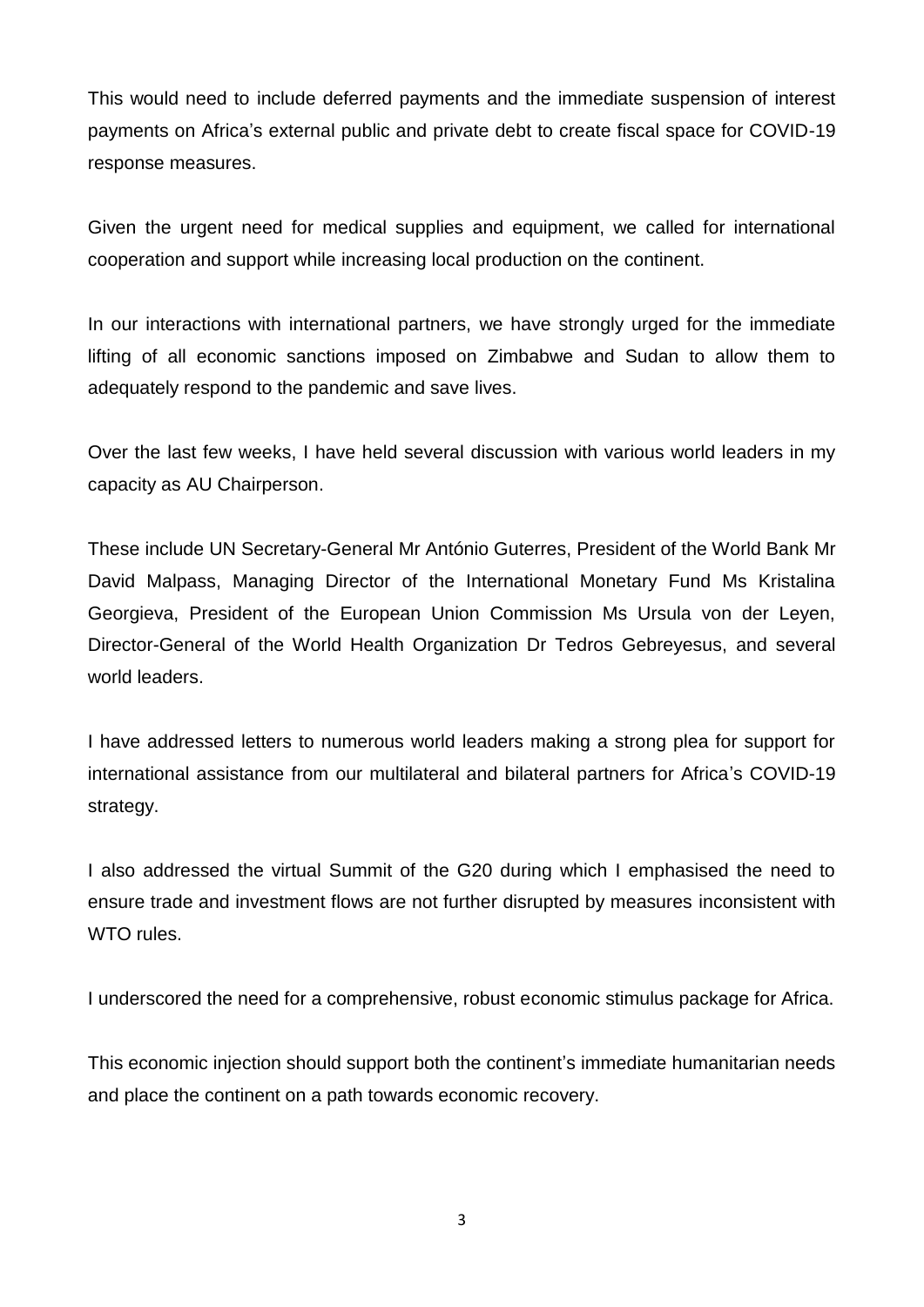This would need to include deferred payments and the immediate suspension of interest payments on Africa's external public and private debt to create fiscal space for COVID-19 response measures.

Given the urgent need for medical supplies and equipment, we called for international cooperation and support while increasing local production on the continent.

In our interactions with international partners, we have strongly urged for the immediate lifting of all economic sanctions imposed on Zimbabwe and Sudan to allow them to adequately respond to the pandemic and save lives.

Over the last few weeks, I have held several discussion with various world leaders in my capacity as AU Chairperson.

These include UN Secretary-General Mr António Guterres, President of the World Bank Mr David Malpass, Managing Director of the International Monetary Fund Ms Kristalina Georgieva, President of the European Union Commission Ms Ursula von der Leyen, Director-General of the World Health Organization Dr Tedros Gebreyesus, and several world leaders.

I have addressed letters to numerous world leaders making a strong plea for support for international assistance from our multilateral and bilateral partners for Africa's COVID-19 strategy.

I also addressed the virtual Summit of the G20 during which I emphasised the need to ensure trade and investment flows are not further disrupted by measures inconsistent with WTO rules.

I underscored the need for a comprehensive, robust economic stimulus package for Africa.

This economic injection should support both the continent's immediate humanitarian needs and place the continent on a path towards economic recovery.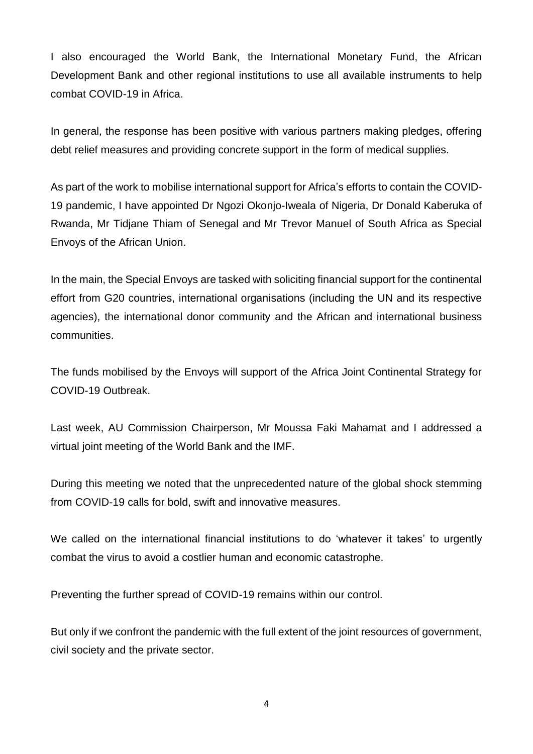I also encouraged the World Bank, the International Monetary Fund, the African Development Bank and other regional institutions to use all available instruments to help combat COVID-19 in Africa.

In general, the response has been positive with various partners making pledges, offering debt relief measures and providing concrete support in the form of medical supplies.

As part of the work to mobilise international support for Africa's efforts to contain the COVID-19 pandemic, I have appointed Dr Ngozi Okonjo-Iweala of Nigeria, Dr Donald Kaberuka of Rwanda, Mr Tidjane Thiam of Senegal and Mr Trevor Manuel of South Africa as Special Envoys of the African Union.

In the main, the Special Envoys are tasked with soliciting financial support for the continental effort from G20 countries, international organisations (including the UN and its respective agencies), the international donor community and the African and international business communities.

The funds mobilised by the Envoys will support of the Africa Joint Continental Strategy for COVID-19 Outbreak.

Last week, AU Commission Chairperson, Mr Moussa Faki Mahamat and I addressed a virtual joint meeting of the World Bank and the IMF.

During this meeting we noted that the unprecedented nature of the global shock stemming from COVID-19 calls for bold, swift and innovative measures.

We called on the international financial institutions to do 'whatever it takes' to urgently combat the virus to avoid a costlier human and economic catastrophe.

Preventing the further spread of COVID-19 remains within our control.

But only if we confront the pandemic with the full extent of the joint resources of government, civil society and the private sector.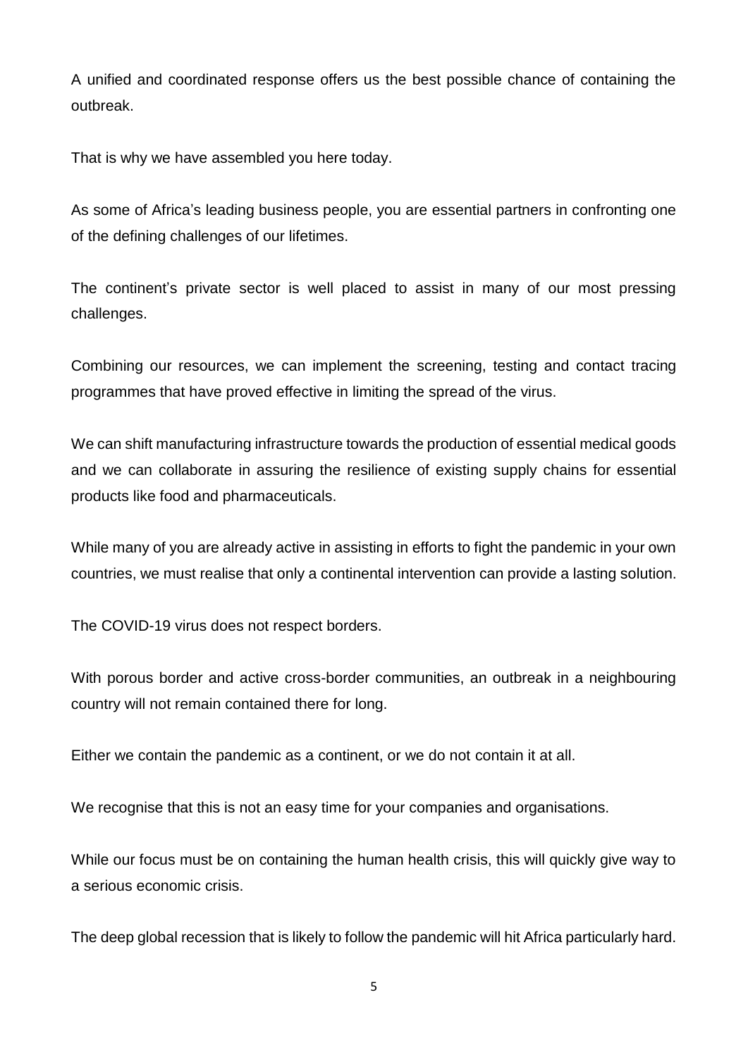A unified and coordinated response offers us the best possible chance of containing the outbreak.

That is why we have assembled you here today.

As some of Africa's leading business people, you are essential partners in confronting one of the defining challenges of our lifetimes.

The continent's private sector is well placed to assist in many of our most pressing challenges.

Combining our resources, we can implement the screening, testing and contact tracing programmes that have proved effective in limiting the spread of the virus.

We can shift manufacturing infrastructure towards the production of essential medical goods and we can collaborate in assuring the resilience of existing supply chains for essential products like food and pharmaceuticals.

While many of you are already active in assisting in efforts to fight the pandemic in your own countries, we must realise that only a continental intervention can provide a lasting solution.

The COVID-19 virus does not respect borders.

With porous border and active cross-border communities, an outbreak in a neighbouring country will not remain contained there for long.

Either we contain the pandemic as a continent, or we do not contain it at all.

We recognise that this is not an easy time for your companies and organisations.

While our focus must be on containing the human health crisis, this will quickly give way to a serious economic crisis.

The deep global recession that is likely to follow the pandemic will hit Africa particularly hard.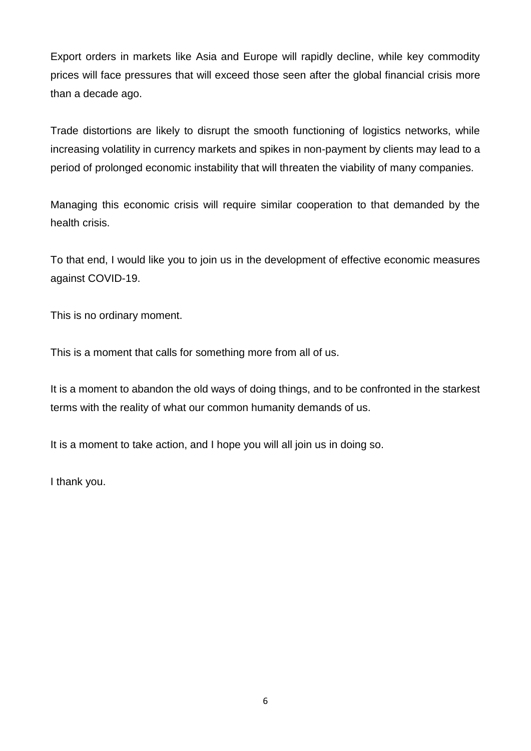Export orders in markets like Asia and Europe will rapidly decline, while key commodity prices will face pressures that will exceed those seen after the global financial crisis more than a decade ago.

Trade distortions are likely to disrupt the smooth functioning of logistics networks, while increasing volatility in currency markets and spikes in non-payment by clients may lead to a period of prolonged economic instability that will threaten the viability of many companies.

Managing this economic crisis will require similar cooperation to that demanded by the health crisis.

To that end, I would like you to join us in the development of effective economic measures against COVID-19.

This is no ordinary moment.

This is a moment that calls for something more from all of us.

It is a moment to abandon the old ways of doing things, and to be confronted in the starkest terms with the reality of what our common humanity demands of us.

It is a moment to take action, and I hope you will all join us in doing so.

I thank you.